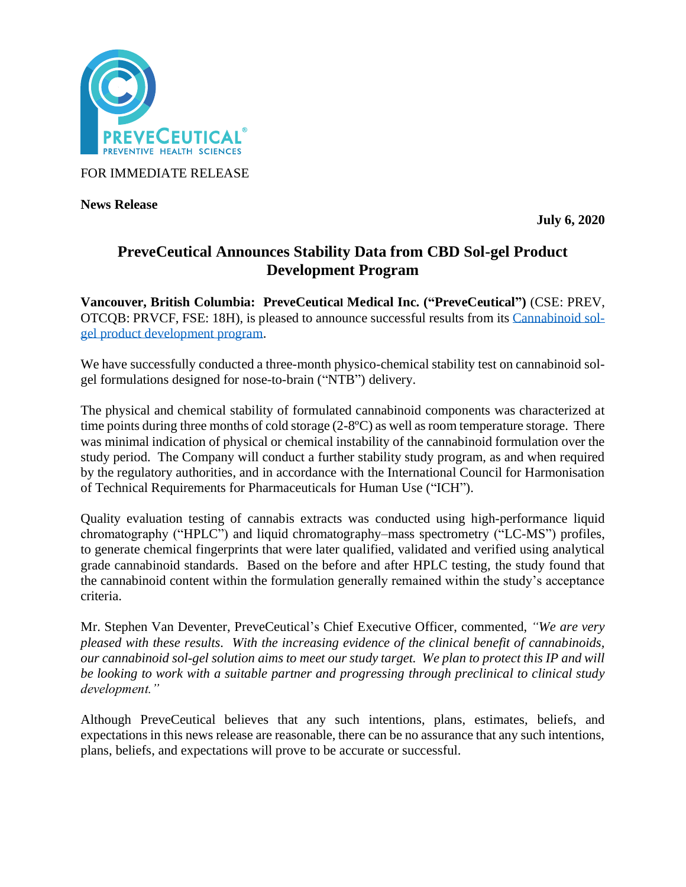FOR IMMEDIATE RELEASE

**News Release**

**July 6, 2020**

# PreveCeutical Announces Stability Data from CBD Sol-gel Product Development Program

**Vancouver, British Columbia: PreveCeutical Medical Inc. ("PreveCeutical")** (CSE: PREV, OTCQB: PRVCF, FSE: 18H), is pleased to announce successful results from its Cannabinoid sol-gel product development program.

We have successfully conducted a three-month physico-chemical stability test on cannabinoid sol-gel formulations designed for nose-to-brain ("NTB") delivery.

The physical and chemical stability of formulated cannabinoid components was characterized at time points during three months of cold storage (2-8ºC) as well as room temperature storage. There was minimal indication of physical or chemical instability of the cannabinoid formulation over the study period. The Company will conduct a further stability study program, as and when required by the regulatory authorities, and in accordance with the International Council for Harmonisation of Technical Requirements for Pharmaceuticals for Human Use ("ICH").

Quality evaluation testing of cannabis extracts was conducted using high-performance liquid chromatography ("HPLC") and liquid chromatography–mass spectrometry ("LC-MS") profiles, to generate chemical fingerprints that were later qualified, validated and verified using analytical grade cannabinoid standards. Based on the before and after HPLC testing, the study found that the cannabinoid content within the formulation generally remained within the study's acceptance criteria.

Mr. Stephen Van Deventer, PreveCeutical's Chief Executive Officer, commented, *"We are very pleased with these results. With the increasing evidence of the clinical benefit of cannabinoids, our cannabinoid sol-gel solution aims to meet our study target. We plan to protect this IP and will be looking to work with a suitable partner and progressing through preclinical to clinical study development."*

Although PreveCeutical believes that any such intentions, plans, estimates, beliefs, and expectations in this news release are reasonable, there can be no assurance that any such intentions, plans, beliefs, and expectations will prove to be accurate or successful.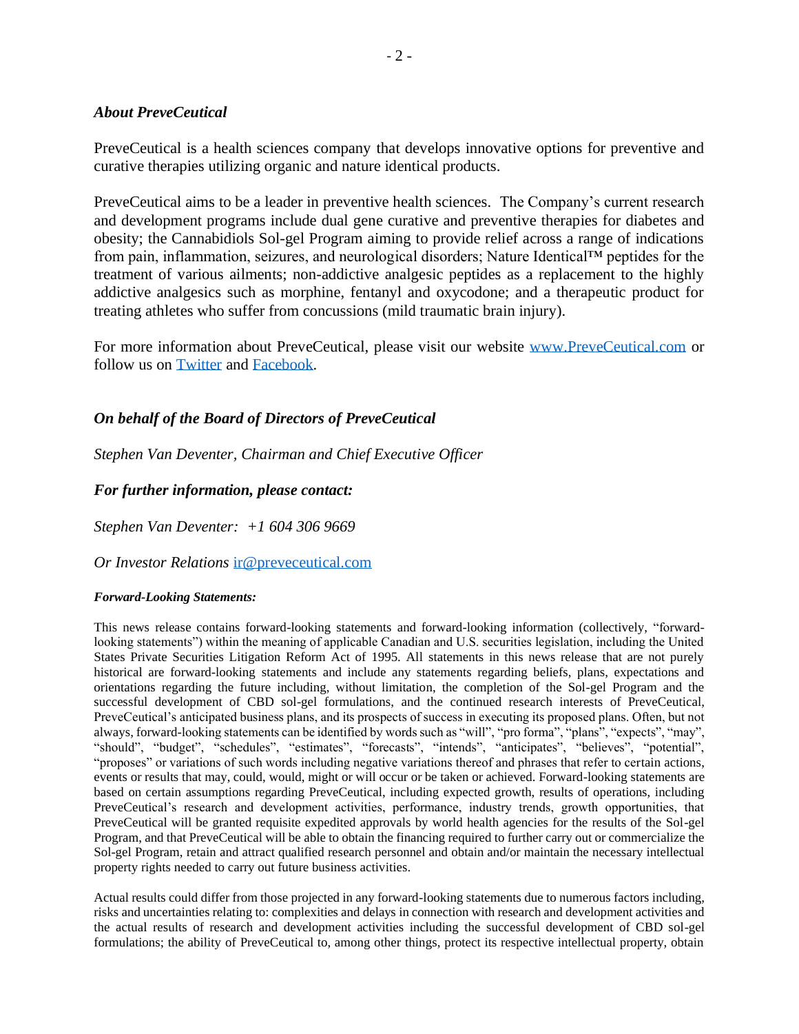***About PreveCeutical***

PreveCeutical is a health sciences company that develops innovative options for preventive and curative therapies utilizing organic and nature identical products.

PreveCeutical aims to be a leader in preventive health sciences. The Company's current research and development programs include dual gene curative and preventive therapies for diabetes and obesity; the Cannabidiols Sol-gel Program aiming to provide relief across a range of indications from pain, inflammation, seizures, and neurological disorders; Nature Identical™ peptides for the treatment of various ailments; non-addictive analgesic peptides as a replacement to the highly addictive analgesics such as morphine, fentanyl and oxycodone; and a therapeutic product for treating athletes who suffer from concussions (mild traumatic brain injury).

For more information about PreveCeutical, please visit our website [www.PreveCeutical.com](http://www.PreveCeutical.com) or follow us on [Twitter]() and [Facebook]().

***On behalf of the Board of Directors of PreveCeutical***

*Stephen Van Deventer, Chairman and Chief Executive Officer*

***For further information, please contact:***

*Stephen Van Deventer: +1 604 306 9669*

*Or Investor Relations* [ir@preveceutical.com](mailto:ir@preveceutical.com)

***Forward-Looking Statements:***

This news release contains forward-looking statements and forward-looking information (collectively, "forward-looking statements") within the meaning of applicable Canadian and U.S. securities legislation, including the United States Private Securities Litigation Reform Act of 1995. All statements in this news release that are not purely historical are forward-looking statements and include any statements regarding beliefs, plans, expectations and orientations regarding the future including, without limitation, the completion of the Sol-gel Program and the successful development of CBD sol-gel formulations, and the continued research interests of PreveCeutical, PreveCeutical's anticipated business plans, and its prospects of success in executing its proposed plans. Often, but not always, forward-looking statements can be identified by words such as "will", "pro forma", "plans", "expects", "may", "should", "budget", "schedules", "estimates", "forecasts", "intends", "anticipates", "believes", "potential", "proposes" or variations of such words including negative variations thereof and phrases that refer to certain actions, events or results that may, could, would, might or will occur or be taken or achieved. Forward-looking statements are based on certain assumptions regarding PreveCeutical, including expected growth, results of operations, including PreveCeutical's research and development activities, performance, industry trends, growth opportunities, that PreveCeutical will be granted requisite expedited approvals by world health agencies for the results of the Sol-gel Program, and that PreveCeutical will be able to obtain the financing required to further carry out or commercialize the Sol-gel Program, retain and attract qualified research personnel and obtain and/or maintain the necessary intellectual property rights needed to carry out future business activities.

Actual results could differ from those projected in any forward-looking statements due to numerous factors including, risks and uncertainties relating to: complexities and delays in connection with research and development activities and the actual results of research and development activities including the successful development of CBD sol-gel formulations; the ability of PreveCeutical to, among other things, protect its respective intellectual property, obtain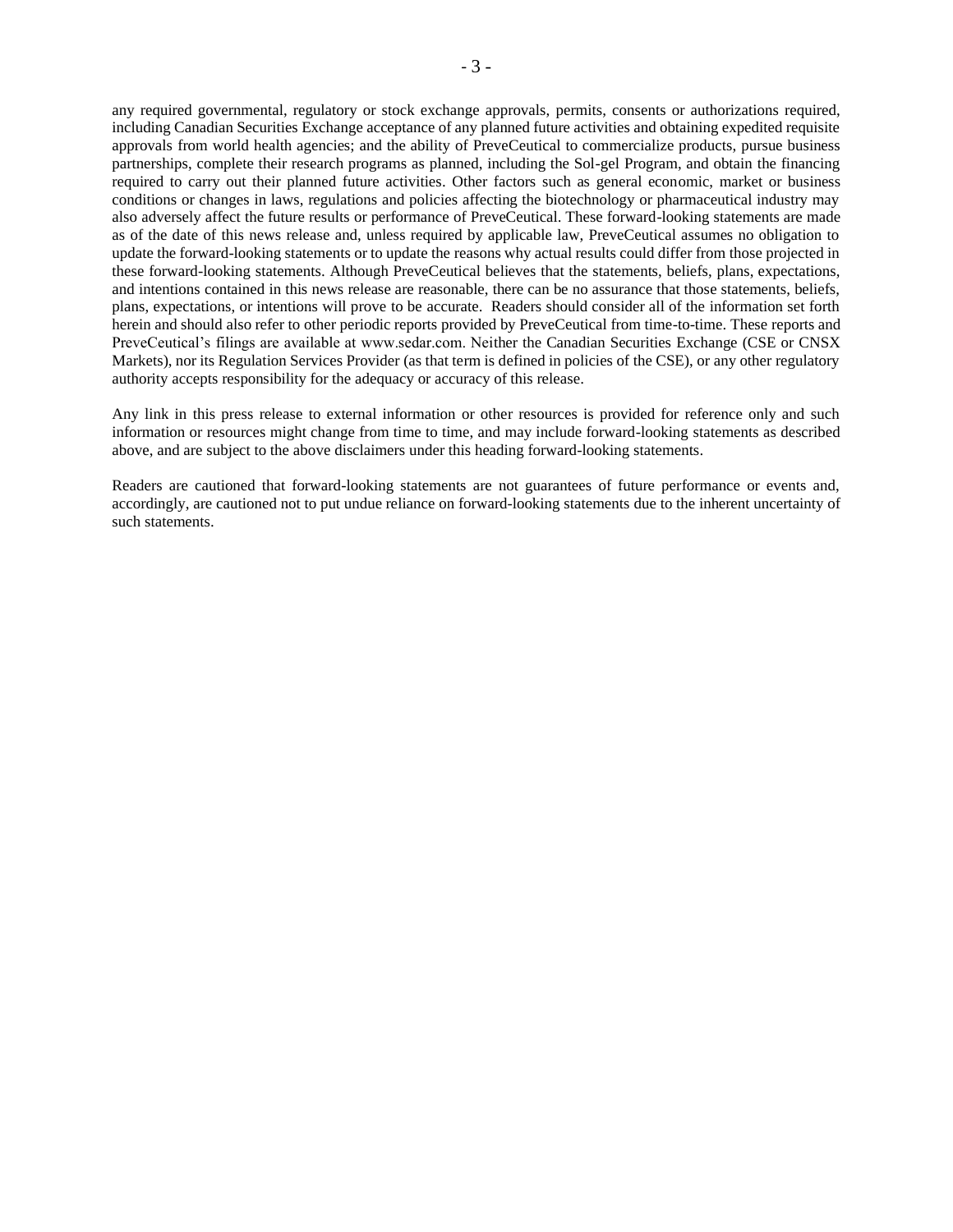any required governmental, regulatory or stock exchange approvals, permits, consents or authorizations required, including Canadian Securities Exchange acceptance of any planned future activities and obtaining expedited requisite approvals from world health agencies; and the ability of PreveCeutical to commercialize products, pursue business partnerships, complete their research programs as planned, including the Sol-gel Program, and obtain the financing required to carry out their planned future activities. Other factors such as general economic, market or business conditions or changes in laws, regulations and policies affecting the biotechnology or pharmaceutical industry may also adversely affect the future results or performance of PreveCeutical. These forward-looking statements are made as of the date of this news release and, unless required by applicable law, PreveCeutical assumes no obligation to update the forward-looking statements or to update the reasons why actual results could differ from those projected in these forward-looking statements. Although PreveCeutical believes that the statements, beliefs, plans, expectations, and intentions contained in this news release are reasonable, there can be no assurance that those statements, beliefs, plans, expectations, or intentions will prove to be accurate. Readers should consider all of the information set forth herein and should also refer to other periodic reports provided by PreveCeutical from time-to-time. These reports and PreveCeutical's filings are available at www.sedar.com. Neither the Canadian Securities Exchange (CSE or CNSX Markets), nor its Regulation Services Provider (as that term is defined in policies of the CSE), or any other regulatory authority accepts responsibility for the adequacy or accuracy of this release.

Any link in this press release to external information or other resources is provided for reference only and such information or resources might change from time to time, and may include forward-looking statements as described above, and are subject to the above disclaimers under this heading forward-looking statements.

Readers are cautioned that forward-looking statements are not guarantees of future performance or events and, accordingly, are cautioned not to put undue reliance on forward-looking statements due to the inherent uncertainty of such statements.